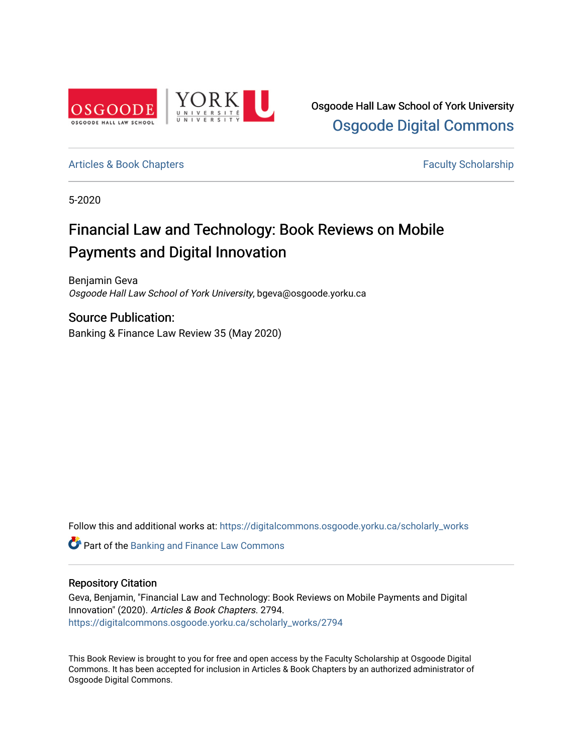Osgoode Hall Law School of York University
**Osgoode Digital Commons**

Articles & Book Chapters | Faculty Scholarship

5-2020

# Financial Law and Technology: Book Reviews on Mobile Payments and Digital Innovation

Benjamin Geva
*Osgoode Hall Law School of York University*, bgeva@osgoode.yorku.ca

## Source Publication:

Banking & Finance Law Review 35 (May 2020)

Follow this and additional works at: https://digitalcommons.osgoode.yorku.ca/scholarly_works

Part of the Banking and Finance Law Commons

## Repository Citation

Geva, Benjamin, "Financial Law and Technology: Book Reviews on Mobile Payments and Digital Innovation" (2020). *Articles & Book Chapters*. 2794.
https://digitalcommons.osgoode.yorku.ca/scholarly_works/2794

This Book Review is brought to you for free and open access by the Faculty Scholarship at Osgoode Digital Commons. It has been accepted for inclusion in Articles & Book Chapters by an authorized administrator of Osgoode Digital Commons.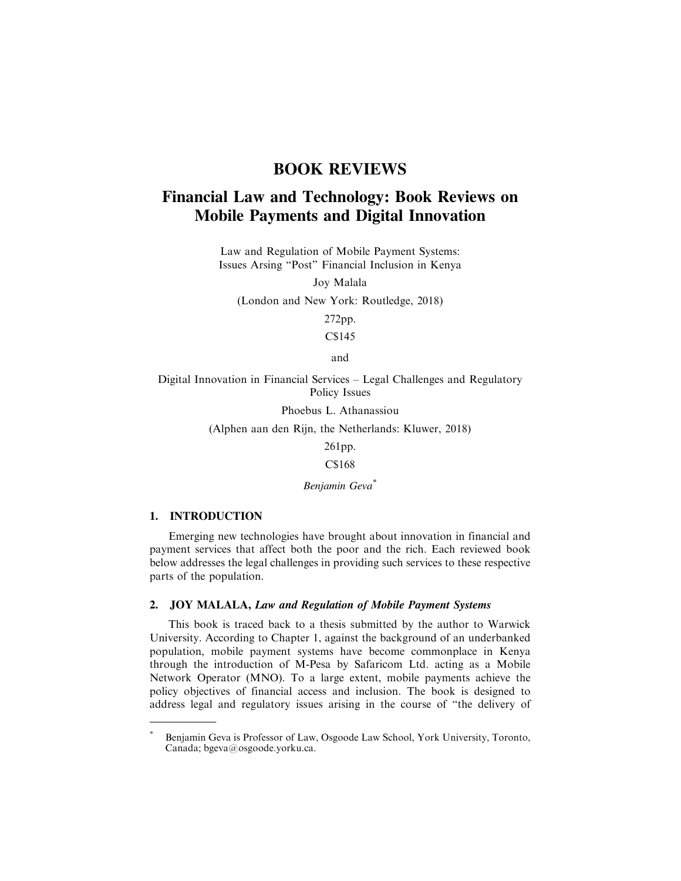# BOOK REVIEWS

# Financial Law and Technology: Book Reviews on Mobile Payments and Digital Innovation

Law and Regulation of Mobile Payment Systems: Issues Arsing "Post" Financial Inclusion in Kenya

Joy Malala

(London and New York: Routledge, 2018)

272pp.

C$145

and

Digital Innovation in Financial Services – Legal Challenges and Regulatory Policy Issues

Phoebus L. Athanassiou

(Alphen aan den Rijn, the Netherlands: Kluwer, 2018)

261pp.

C$168

*Benjamin Geva*[*]

## 1. INTRODUCTION

Emerging new technologies have brought about innovation in financial and payment services that affect both the poor and the rich. Each reviewed book below addresses the legal challenges in providing such services to these respective parts of the population.

## 2. JOY MALALA, *Law and Regulation of Mobile Payment Systems*

This book is traced back to a thesis submitted by the author to Warwick University. According to Chapter 1, against the background of an underbanked population, mobile payment systems have become commonplace in Kenya through the introduction of M-Pesa by Safaricom Ltd. acting as a Mobile Network Operator (MNO). To a large extent, mobile payments achieve the policy objectives of financial access and inclusion. The book is designed to address legal and regulatory issues arising in the course of "the delivery of

[*] Benjamin Geva is Professor of Law, Osgoode Law School, York University, Toronto, Canada; bgeva@osgoode.yorku.ca.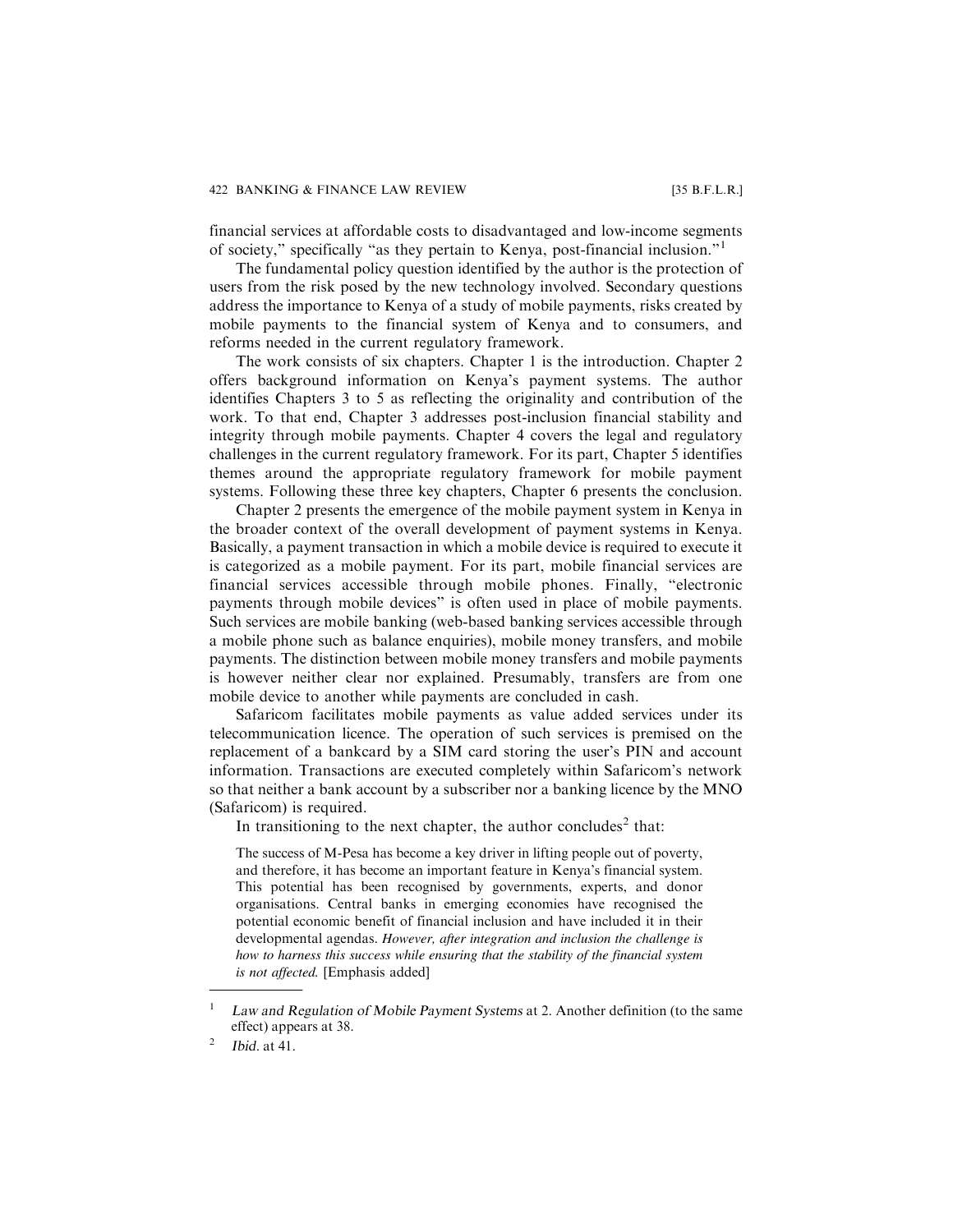financial services at affordable costs to disadvantaged and low-income segments of society," specifically "as they pertain to Kenya, post-financial inclusion."[1]

The fundamental policy question identified by the author is the protection of users from the risk posed by the new technology involved. Secondary questions address the importance to Kenya of a study of mobile payments, risks created by mobile payments to the financial system of Kenya and to consumers, and reforms needed in the current regulatory framework.

The work consists of six chapters. Chapter 1 is the introduction. Chapter 2 offers background information on Kenya's payment systems. The author identifies Chapters 3 to 5 as reflecting the originality and contribution of the work. To that end, Chapter 3 addresses post-inclusion financial stability and integrity through mobile payments. Chapter 4 covers the legal and regulatory challenges in the current regulatory framework. For its part, Chapter 5 identifies themes around the appropriate regulatory framework for mobile payment systems. Following these three key chapters, Chapter 6 presents the conclusion.

Chapter 2 presents the emergence of the mobile payment system in Kenya in the broader context of the overall development of payment systems in Kenya. Basically, a payment transaction in which a mobile device is required to execute it is categorized as a mobile payment. For its part, mobile financial services are financial services accessible through mobile phones. Finally, "electronic payments through mobile devices" is often used in place of mobile payments. Such services are mobile banking (web-based banking services accessible through a mobile phone such as balance enquiries), mobile money transfers, and mobile payments. The distinction between mobile money transfers and mobile payments is however neither clear nor explained. Presumably, transfers are from one mobile device to another while payments are concluded in cash.

Safaricom facilitates mobile payments as value added services under its telecommunication licence. The operation of such services is premised on the replacement of a bankcard by a SIM card storing the user's PIN and account information. Transactions are executed completely within Safaricom's network so that neither a bank account by a subscriber nor a banking licence by the MNO (Safaricom) is required.

In transitioning to the next chapter, the author concludes[2] that:

> The success of M-Pesa has become a key driver in lifting people out of poverty, and therefore, it has become an important feature in Kenya's financial system. This potential has been recognised by governments, experts, and donor organisations. Central banks in emerging economies have recognised the potential economic benefit of financial inclusion and have included it in their developmental agendas. *However, after integration and inclusion the challenge is how to harness this success while ensuring that the stability of the financial system is not affected.* [Emphasis added]

---

[1] *Law and Regulation of Mobile Payment Systems* at 2. Another definition (to the same effect) appears at 38.

[2] *Ibid.* at 41.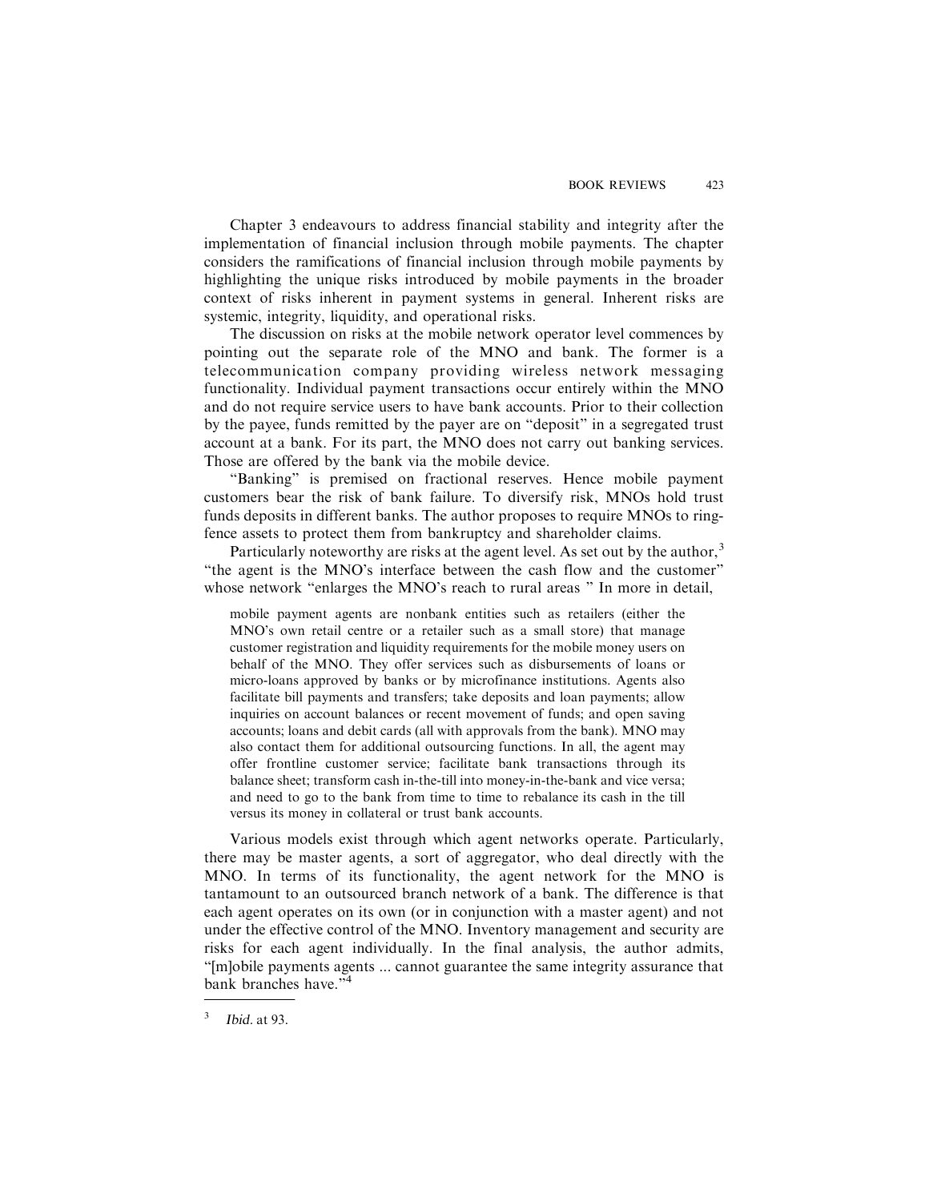Chapter 3 endeavours to address financial stability and integrity after the implementation of financial inclusion through mobile payments. The chapter considers the ramifications of financial inclusion through mobile payments by highlighting the unique risks introduced by mobile payments in the broader context of risks inherent in payment systems in general. Inherent risks are systemic, integrity, liquidity, and operational risks.

The discussion on risks at the mobile network operator level commences by pointing out the separate role of the MNO and bank. The former is a telecommunication company providing wireless network messaging functionality. Individual payment transactions occur entirely within the MNO and do not require service users to have bank accounts. Prior to their collection by the payee, funds remitted by the payer are on "deposit" in a segregated trust account at a bank. For its part, the MNO does not carry out banking services. Those are offered by the bank via the mobile device.

"Banking" is premised on fractional reserves. Hence mobile payment customers bear the risk of bank failure. To diversify risk, MNOs hold trust funds deposits in different banks. The author proposes to require MNOs to ring-fence assets to protect them from bankruptcy and shareholder claims.

Particularly noteworthy are risks at the agent level. As set out by the author,[3] "the agent is the MNO's interface between the cash flow and the customer" whose network "enlarges the MNO's reach to rural areas " In more in detail,

> mobile payment agents are nonbank entities such as retailers (either the MNO's own retail centre or a retailer such as a small store) that manage customer registration and liquidity requirements for the mobile money users on behalf of the MNO. They offer services such as disbursements of loans or micro-loans approved by banks or by microfinance institutions. Agents also facilitate bill payments and transfers; take deposits and loan payments; allow inquiries on account balances or recent movement of funds; and open saving accounts; loans and debit cards (all with approvals from the bank). MNO may also contact them for additional outsourcing functions. In all, the agent may offer frontline customer service; facilitate bank transactions through its balance sheet; transform cash in-the-till into money-in-the-bank and vice versa; and need to go to the bank from time to time to rebalance its cash in the till versus its money in collateral or trust bank accounts.

Various models exist through which agent networks operate. Particularly, there may be master agents, a sort of aggregator, who deal directly with the MNO. In terms of its functionality, the agent network for the MNO is tantamount to an outsourced branch network of a bank. The difference is that each agent operates on its own (or in conjunction with a master agent) and not under the effective control of the MNO. Inventory management and security are risks for each agent individually. In the final analysis, the author admits, "[m]obile payments agents ... cannot guarantee the same integrity assurance that bank branches have."[4]

---

[3] *Ibid*. at 93.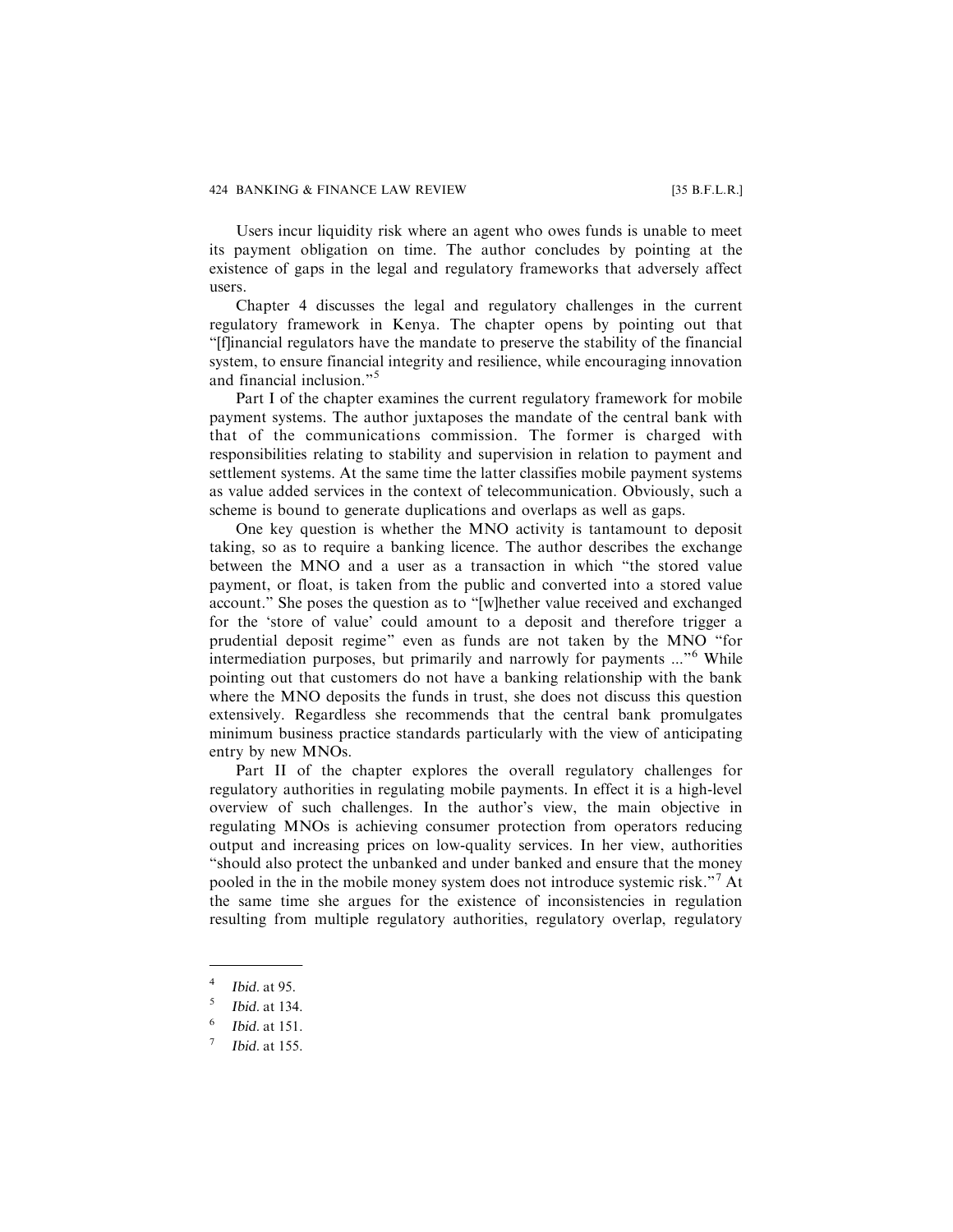Users incur liquidity risk where an agent who owes funds is unable to meet its payment obligation on time. The author concludes by pointing at the existence of gaps in the legal and regulatory frameworks that adversely affect users.

Chapter 4 discusses the legal and regulatory challenges in the current regulatory framework in Kenya. The chapter opens by pointing out that "[f]inancial regulators have the mandate to preserve the stability of the financial system, to ensure financial integrity and resilience, while encouraging innovation and financial inclusion."[5]

Part I of the chapter examines the current regulatory framework for mobile payment systems. The author juxtaposes the mandate of the central bank with that of the communications commission. The former is charged with responsibilities relating to stability and supervision in relation to payment and settlement systems. At the same time the latter classifies mobile payment systems as value added services in the context of telecommunication. Obviously, such a scheme is bound to generate duplications and overlaps as well as gaps.

One key question is whether the MNO activity is tantamount to deposit taking, so as to require a banking licence. The author describes the exchange between the MNO and a user as a transaction in which "the stored value payment, or float, is taken from the public and converted into a stored value account." She poses the question as to "[w]hether value received and exchanged for the 'store of value' could amount to a deposit and therefore trigger a prudential deposit regime" even as funds are not taken by the MNO "for intermediation purposes, but primarily and narrowly for payments ..."[6] While pointing out that customers do not have a banking relationship with the bank where the MNO deposits the funds in trust, she does not discuss this question extensively. Regardless she recommends that the central bank promulgates minimum business practice standards particularly with the view of anticipating entry by new MNOs.

Part II of the chapter explores the overall regulatory challenges for regulatory authorities in regulating mobile payments. In effect it is a high-level overview of such challenges. In the author's view, the main objective in regulating MNOs is achieving consumer protection from operators reducing output and increasing prices on low-quality services. In her view, authorities "should also protect the unbanked and under banked and ensure that the money pooled in the in the mobile money system does not introduce systemic risk."[7] At the same time she argues for the existence of inconsistencies in regulation resulting from multiple regulatory authorities, regulatory overlap, regulatory

---

4 *Ibid.* at 95.

5 *Ibid.* at 134.

6 *Ibid.* at 151.

7 *Ibid.* at 155.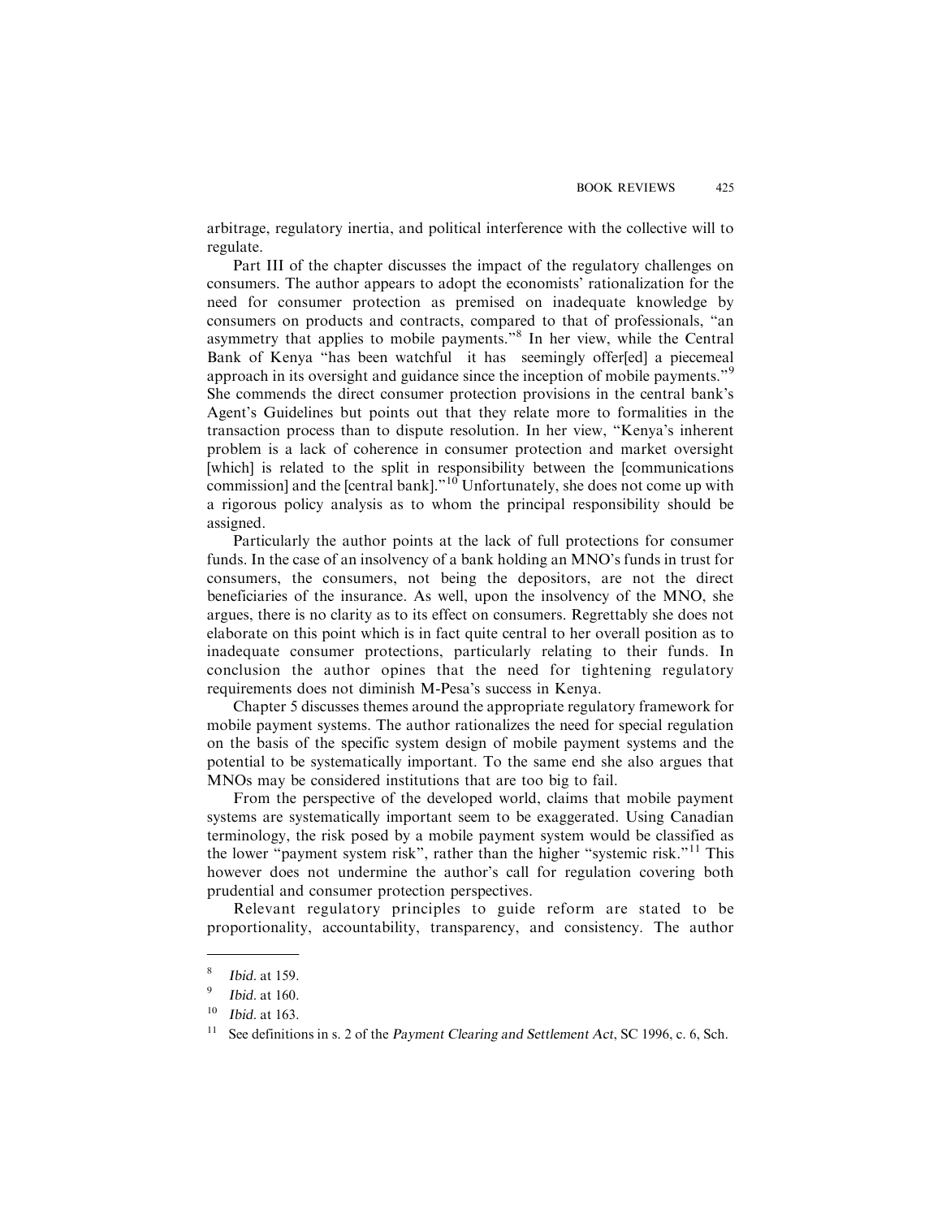arbitrage, regulatory inertia, and political interference with the collective will to regulate.

Part III of the chapter discusses the impact of the regulatory challenges on consumers. The author appears to adopt the economists' rationalization for the need for consumer protection as premised on inadequate knowledge by consumers on products and contracts, compared to that of professionals, "an asymmetry that applies to mobile payments."[8] In her view, while the Central Bank of Kenya "has been watchful it has seemingly offer[ed] a piecemeal approach in its oversight and guidance since the inception of mobile payments."[9] She commends the direct consumer protection provisions in the central bank's Agent's Guidelines but points out that they relate more to formalities in the transaction process than to dispute resolution. In her view, "Kenya's inherent problem is a lack of coherence in consumer protection and market oversight [which] is related to the split in responsibility between the [communications commission] and the [central bank]."[10] Unfortunately, she does not come up with a rigorous policy analysis as to whom the principal responsibility should be assigned.

Particularly the author points at the lack of full protections for consumer funds. In the case of an insolvency of a bank holding an MNO's funds in trust for consumers, the consumers, not being the depositors, are not the direct beneficiaries of the insurance. As well, upon the insolvency of the MNO, she argues, there is no clarity as to its effect on consumers. Regrettably she does not elaborate on this point which is in fact quite central to her overall position as to inadequate consumer protections, particularly relating to their funds. In conclusion the author opines that the need for tightening regulatory requirements does not diminish M-Pesa's success in Kenya.

Chapter 5 discusses themes around the appropriate regulatory framework for mobile payment systems. The author rationalizes the need for special regulation on the basis of the specific system design of mobile payment systems and the potential to be systematically important. To the same end she also argues that MNOs may be considered institutions that are too big to fail.

From the perspective of the developed world, claims that mobile payment systems are systematically important seem to be exaggerated. Using Canadian terminology, the risk posed by a mobile payment system would be classified as the lower "payment system risk", rather than the higher "systemic risk."[11] This however does not undermine the author's call for regulation covering both prudential and consumer protection perspectives.

Relevant regulatory principles to guide reform are stated to be proportionality, accountability, transparency, and consistency. The author

---

[8] *Ibid.* at 159.

[9] *Ibid.* at 160.

[10] *Ibid.* at 163.

[11] See definitions in s. 2 of the *Payment Clearing and Settlement Act*, SC 1996, c. 6, Sch.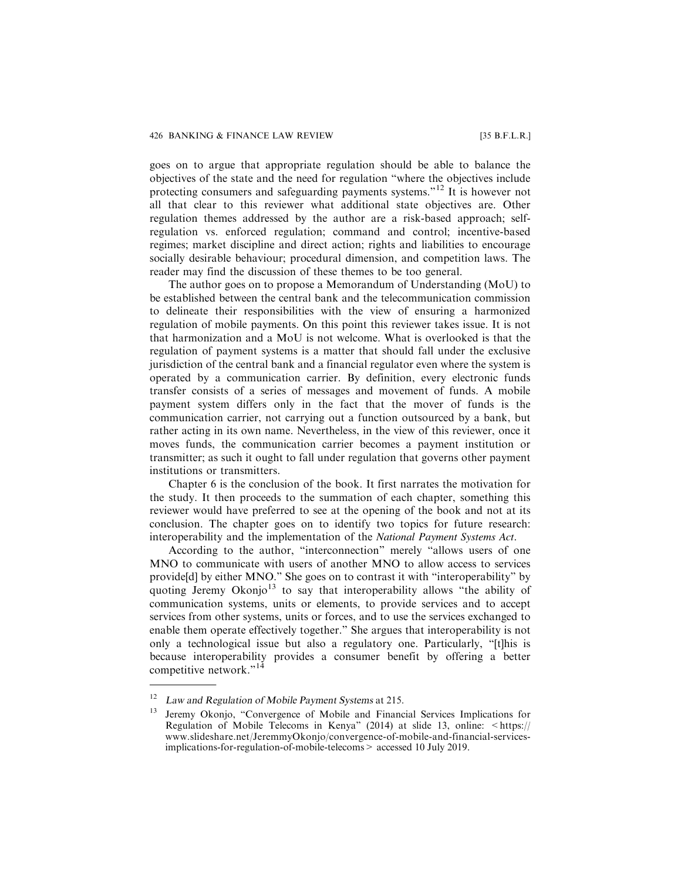goes on to argue that appropriate regulation should be able to balance the objectives of the state and the need for regulation "where the objectives include protecting consumers and safeguarding payments systems."[12] It is however not all that clear to this reviewer what additional state objectives are. Other regulation themes addressed by the author are a risk-based approach; self-regulation vs. enforced regulation; command and control; incentive-based regimes; market discipline and direct action; rights and liabilities to encourage socially desirable behaviour; procedural dimension, and competition laws. The reader may find the discussion of these themes to be too general.

The author goes on to propose a Memorandum of Understanding (MoU) to be established between the central bank and the telecommunication commission to delineate their responsibilities with the view of ensuring a harmonized regulation of mobile payments. On this point this reviewer takes issue. It is not that harmonization and a MoU is not welcome. What is overlooked is that the regulation of payment systems is a matter that should fall under the exclusive jurisdiction of the central bank and a financial regulator even where the system is operated by a communication carrier. By definition, every electronic funds transfer consists of a series of messages and movement of funds. A mobile payment system differs only in the fact that the mover of funds is the communication carrier, not carrying out a function outsourced by a bank, but rather acting in its own name. Nevertheless, in the view of this reviewer, once it moves funds, the communication carrier becomes a payment institution or transmitter; as such it ought to fall under regulation that governs other payment institutions or transmitters.

Chapter 6 is the conclusion of the book. It first narrates the motivation for the study. It then proceeds to the summation of each chapter, something this reviewer would have preferred to see at the opening of the book and not at its conclusion. The chapter goes on to identify two topics for future research: interoperability and the implementation of the *National Payment Systems Act*.

According to the author, "interconnection" merely "allows users of one MNO to communicate with users of another MNO to allow access to services provide[d] by either MNO." She goes on to contrast it with "interoperability" by quoting Jeremy Okonjo[13] to say that interoperability allows "the ability of communication systems, units or elements, to provide services and to accept services from other systems, units or forces, and to use the services exchanged to enable them operate effectively together." She argues that interoperability is not only a technological issue but also a regulatory one. Particularly, "[t]his is because interoperability provides a consumer benefit by offering a better competitive network."[14]

---

[12] *Law and Regulation of Mobile Payment Systems* at 215.

[13] Jeremy Okonjo, "Convergence of Mobile and Financial Services Implications for Regulation of Mobile Telecoms in Kenya" (2014) at slide 13, online: < https://www.slideshare.net/JeremmyOkonjo/convergence-of-mobile-and-financial-services-implications-for-regulation-of-mobile-telecoms > accessed 10 July 2019.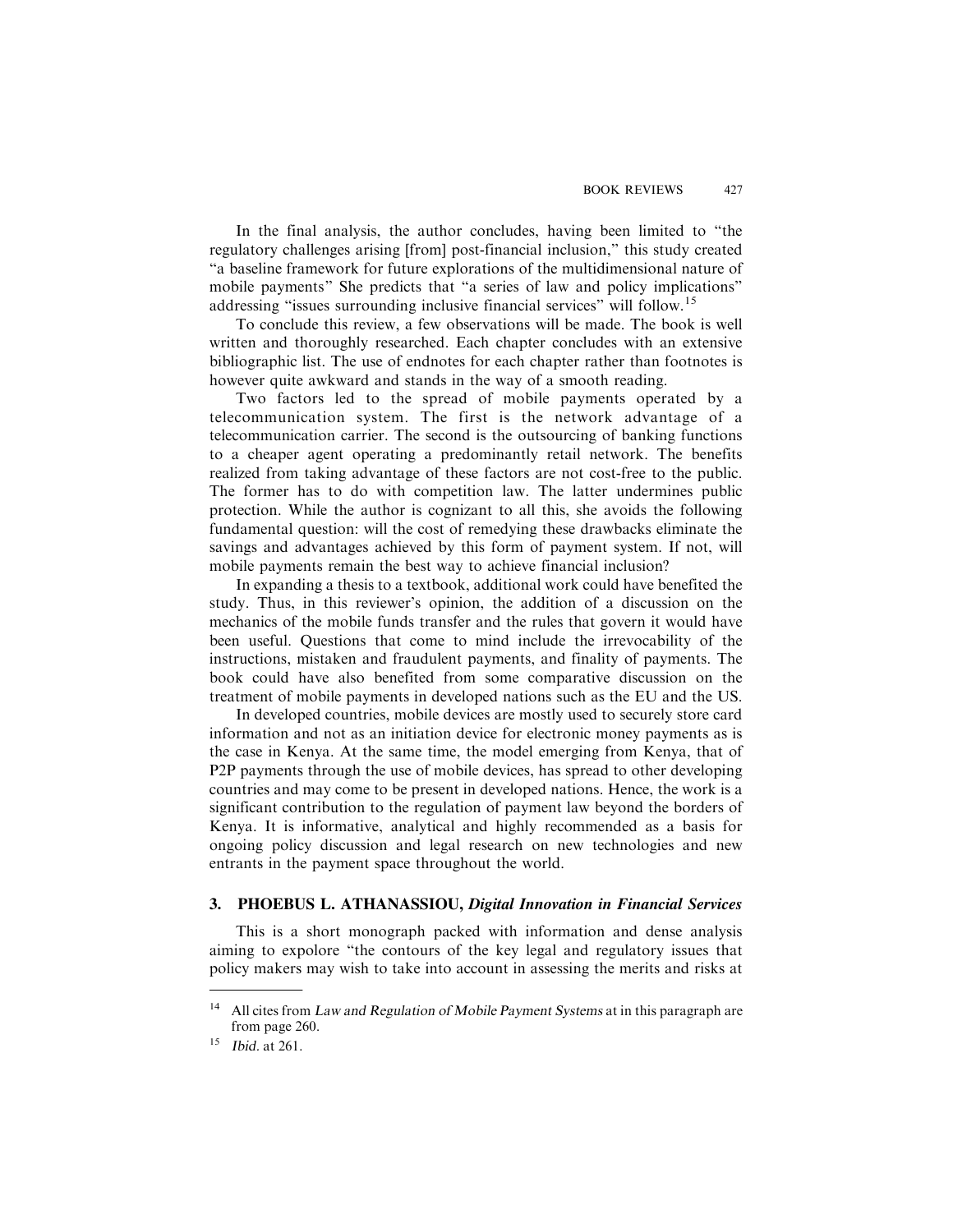In the final analysis, the author concludes, having been limited to "the regulatory challenges arising [from] post-financial inclusion," this study created "a baseline framework for future explorations of the multidimensional nature of mobile payments" She predicts that "a series of law and policy implications" addressing "issues surrounding inclusive financial services" will follow.[15]

To conclude this review, a few observations will be made. The book is well written and thoroughly researched. Each chapter concludes with an extensive bibliographic list. The use of endnotes for each chapter rather than footnotes is however quite awkward and stands in the way of a smooth reading.

Two factors led to the spread of mobile payments operated by a telecommunication system. The first is the network advantage of a telecommunication carrier. The second is the outsourcing of banking functions to a cheaper agent operating a predominantly retail network. The benefits realized from taking advantage of these factors are not cost-free to the public. The former has to do with competition law. The latter undermines public protection. While the author is cognizant to all this, she avoids the following fundamental question: will the cost of remedying these drawbacks eliminate the savings and advantages achieved by this form of payment system. If not, will mobile payments remain the best way to achieve financial inclusion?

In expanding a thesis to a textbook, additional work could have benefited the study. Thus, in this reviewer's opinion, the addition of a discussion on the mechanics of the mobile funds transfer and the rules that govern it would have been useful. Questions that come to mind include the irrevocability of the instructions, mistaken and fraudulent payments, and finality of payments. The book could have also benefited from some comparative discussion on the treatment of mobile payments in developed nations such as the EU and the US.

In developed countries, mobile devices are mostly used to securely store card information and not as an initiation device for electronic money payments as is the case in Kenya. At the same time, the model emerging from Kenya, that of P2P payments through the use of mobile devices, has spread to other developing countries and may come to be present in developed nations. Hence, the work is a significant contribution to the regulation of payment law beyond the borders of Kenya. It is informative, analytical and highly recommended as a basis for ongoing policy discussion and legal research on new technologies and new entrants in the payment space throughout the world.

## 3. PHOEBUS L. ATHANASSIOU, *Digital Innovation in Financial Services*

This is a short monograph packed with information and dense analysis aiming to expolore "the contours of the key legal and regulatory issues that policy makers may wish to take into account in assessing the merits and risks at

---

[14] All cites from *Law and Regulation of Mobile Payment Systems* at in this paragraph are from page 260.

[15] *Ibid.* at 261.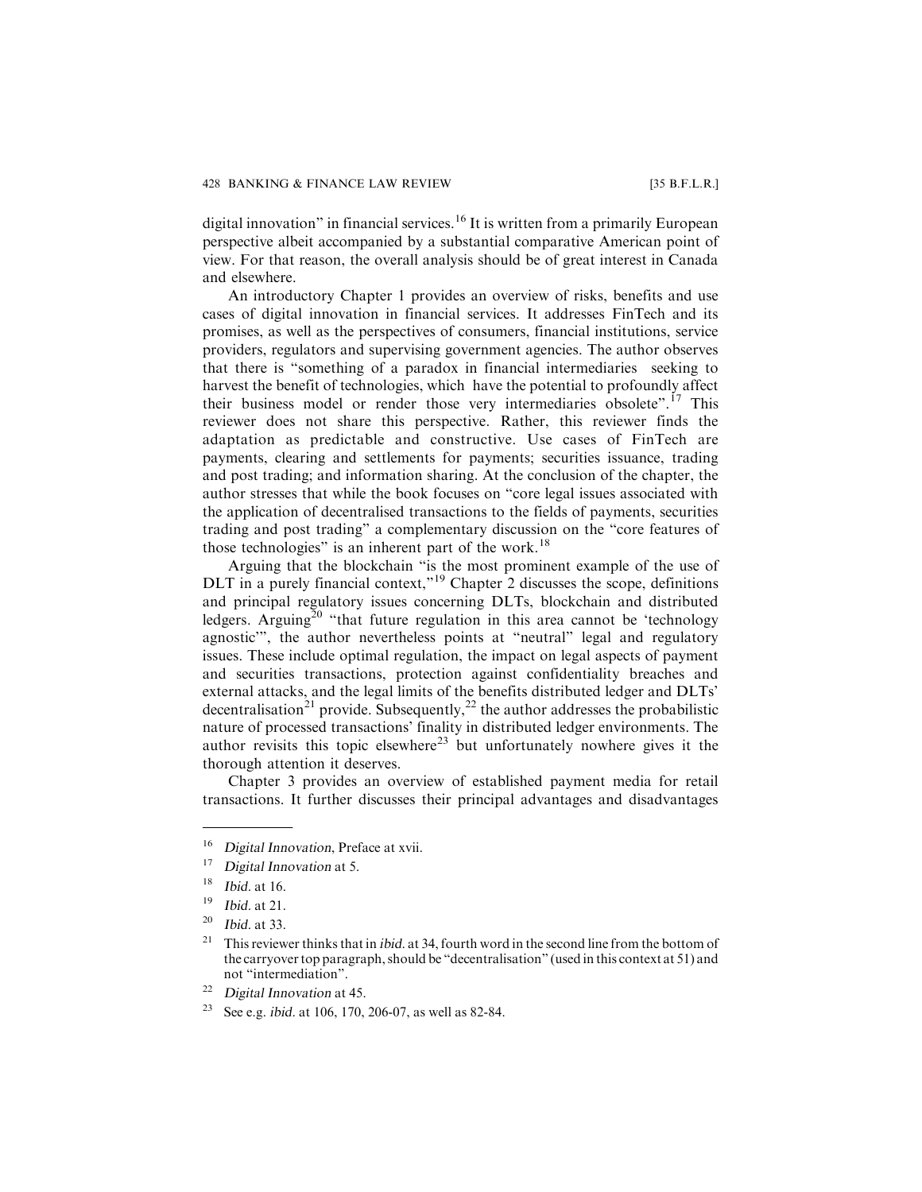digital innovation" in financial services.[16] It is written from a primarily European perspective albeit accompanied by a substantial comparative American point of view. For that reason, the overall analysis should be of great interest in Canada and elsewhere.

An introductory Chapter 1 provides an overview of risks, benefits and use cases of digital innovation in financial services. It addresses FinTech and its promises, as well as the perspectives of consumers, financial institutions, service providers, regulators and supervising government agencies. The author observes that there is "something of a paradox in financial intermediaries seeking to harvest the benefit of technologies, which have the potential to profoundly affect their business model or render those very intermediaries obsolete".[17] This reviewer does not share this perspective. Rather, this reviewer finds the adaptation as predictable and constructive. Use cases of FinTech are payments, clearing and settlements for payments; securities issuance, trading and post trading; and information sharing. At the conclusion of the chapter, the author stresses that while the book focuses on "core legal issues associated with the application of decentralised transactions to the fields of payments, securities trading and post trading" a complementary discussion on the "core features of those technologies" is an inherent part of the work.[18]

Arguing that the blockchain "is the most prominent example of the use of DLT in a purely financial context,"[19] Chapter 2 discusses the scope, definitions and principal regulatory issues concerning DLTs, blockchain and distributed ledgers. Arguing[20] "that future regulation in this area cannot be 'technology agnostic'", the author nevertheless points at "neutral" legal and regulatory issues. These include optimal regulation, the impact on legal aspects of payment and securities transactions, protection against confidentiality breaches and external attacks, and the legal limits of the benefits distributed ledger and DLTs' decentralisation[21] provide. Subsequently,[22] the author addresses the probabilistic nature of processed transactions' finality in distributed ledger environments. The author revisits this topic elsewhere[23] but unfortunately nowhere gives it the thorough attention it deserves.

Chapter 3 provides an overview of established payment media for retail transactions. It further discusses their principal advantages and disadvantages

---

[16] *Digital Innovation*, Preface at xvii.

[17] *Digital Innovation* at 5.

[18] *Ibid.* at 16.

[19] *Ibid.* at 21.

[20] *Ibid.* at 33.

[21] This reviewer thinks that in *ibid.* at 34, fourth word in the second line from the bottom of the carryover top paragraph, should be "decentralisation" (used in this context at 51) and not "intermediation".

[22] *Digital Innovation* at 45.

[23] See e.g. *ibid.* at 106, 170, 206-07, as well as 82-84.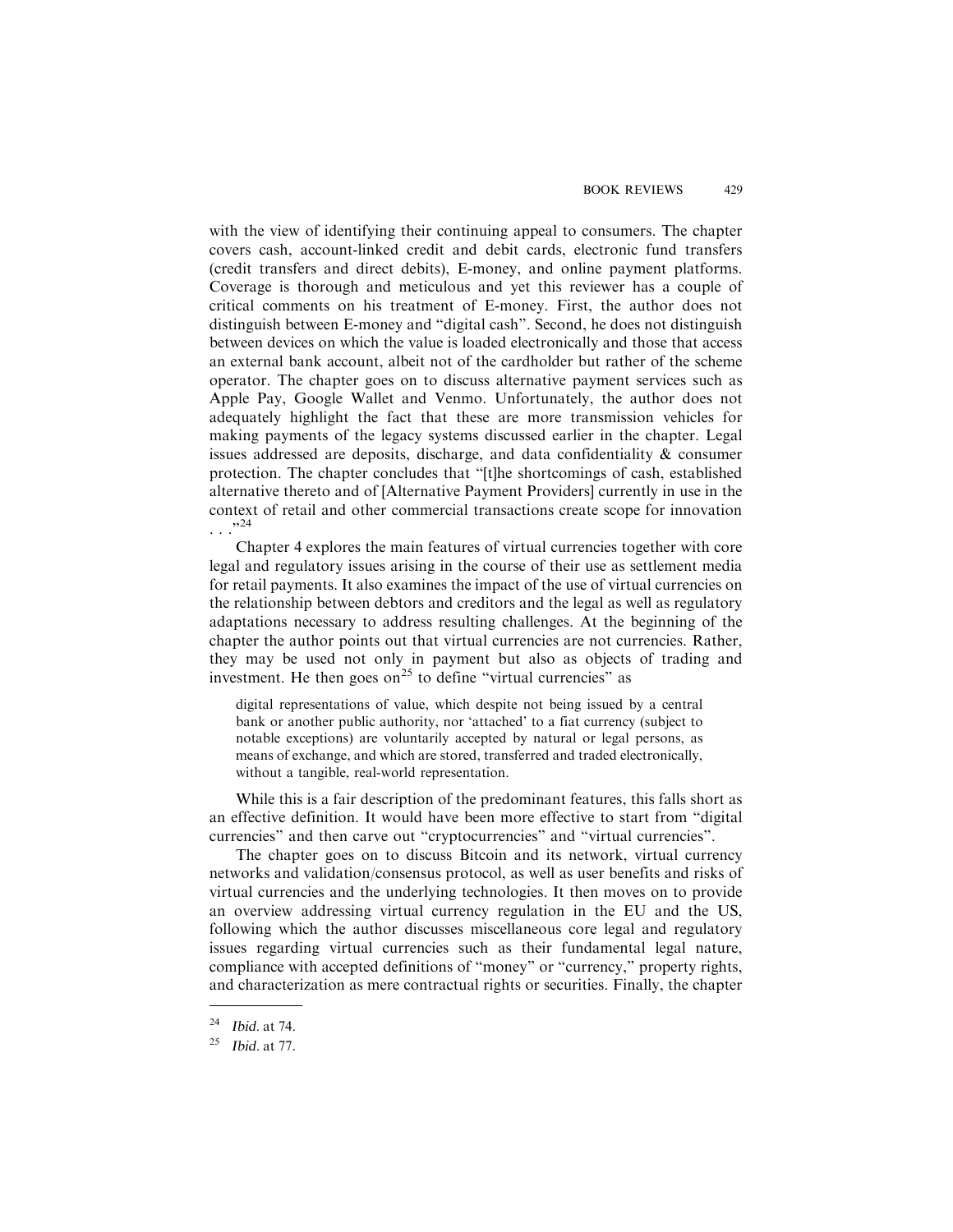with the view of identifying their continuing appeal to consumers. The chapter covers cash, account-linked credit and debit cards, electronic fund transfers (credit transfers and direct debits), E-money, and online payment platforms. Coverage is thorough and meticulous and yet this reviewer has a couple of critical comments on his treatment of E-money. First, the author does not distinguish between E-money and "digital cash". Second, he does not distinguish between devices on which the value is loaded electronically and those that access an external bank account, albeit not of the cardholder but rather of the scheme operator. The chapter goes on to discuss alternative payment services such as Apple Pay, Google Wallet and Venmo. Unfortunately, the author does not adequately highlight the fact that these are more transmission vehicles for making payments of the legacy systems discussed earlier in the chapter. Legal issues addressed are deposits, discharge, and data confidentiality & consumer protection. The chapter concludes that "[t]he shortcomings of cash, established alternative thereto and of [Alternative Payment Providers] currently in use in the context of retail and other commercial transactions create scope for innovation . . ."[24]

Chapter 4 explores the main features of virtual currencies together with core legal and regulatory issues arising in the course of their use as settlement media for retail payments. It also examines the impact of the use of virtual currencies on the relationship between debtors and creditors and the legal as well as regulatory adaptations necessary to address resulting challenges. At the beginning of the chapter the author points out that virtual currencies are not currencies. Rather, they may be used not only in payment but also as objects of trading and investment. He then goes on[25] to define "virtual currencies" as

> digital representations of value, which despite not being issued by a central bank or another public authority, nor 'attached' to a fiat currency (subject to notable exceptions) are voluntarily accepted by natural or legal persons, as means of exchange, and which are stored, transferred and traded electronically, without a tangible, real-world representation.

While this is a fair description of the predominant features, this falls short as an effective definition. It would have been more effective to start from "digital currencies" and then carve out "cryptocurrencies" and "virtual currencies".

The chapter goes on to discuss Bitcoin and its network, virtual currency networks and validation/consensus protocol, as well as user benefits and risks of virtual currencies and the underlying technologies. It then moves on to provide an overview addressing virtual currency regulation in the EU and the US, following which the author discusses miscellaneous core legal and regulatory issues regarding virtual currencies such as their fundamental legal nature, compliance with accepted definitions of "money" or "currency," property rights, and characterization as mere contractual rights or securities. Finally, the chapter

---

[24] *Ibid.* at 74.

[25] *Ibid.* at 77.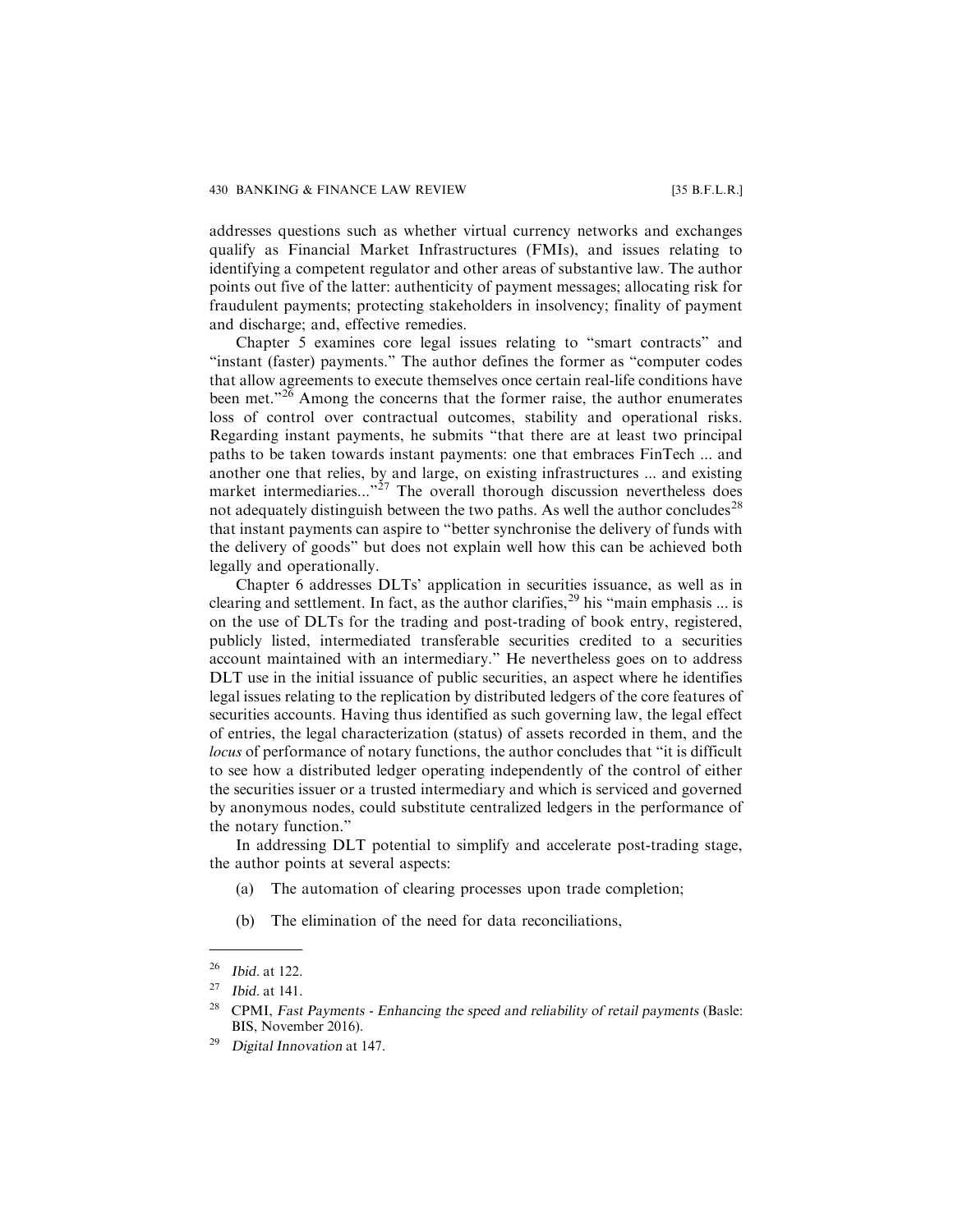addresses questions such as whether virtual currency networks and exchanges qualify as Financial Market Infrastructures (FMIs), and issues relating to identifying a competent regulator and other areas of substantive law. The author points out five of the latter: authenticity of payment messages; allocating risk for fraudulent payments; protecting stakeholders in insolvency; finality of payment and discharge; and, effective remedies.

Chapter 5 examines core legal issues relating to "smart contracts" and "instant (faster) payments." The author defines the former as "computer codes that allow agreements to execute themselves once certain real-life conditions have been met."[26] Among the concerns that the former raise, the author enumerates loss of control over contractual outcomes, stability and operational risks. Regarding instant payments, he submits "that there are at least two principal paths to be taken towards instant payments: one that embraces FinTech ... and another one that relies, by and large, on existing infrastructures ... and existing market intermediaries..."[27] The overall thorough discussion nevertheless does not adequately distinguish between the two paths. As well the author concludes[28] that instant payments can aspire to "better synchronise the delivery of funds with the delivery of goods" but does not explain well how this can be achieved both legally and operationally.

Chapter 6 addresses DLTs' application in securities issuance, as well as in clearing and settlement. In fact, as the author clarifies,[29] his "main emphasis ... is on the use of DLTs for the trading and post-trading of book entry, registered, publicly listed, intermediated transferable securities credited to a securities account maintained with an intermediary." He nevertheless goes on to address DLT use in the initial issuance of public securities, an aspect where he identifies legal issues relating to the replication by distributed ledgers of the core features of securities accounts. Having thus identified as such governing law, the legal effect of entries, the legal characterization (status) of assets recorded in them, and the *locus* of performance of notary functions, the author concludes that "it is difficult to see how a distributed ledger operating independently of the control of either the securities issuer or a trusted intermediary and which is serviced and governed by anonymous nodes, could substitute centralized ledgers in the performance of the notary function."

In addressing DLT potential to simplify and accelerate post-trading stage, the author points at several aspects:

(a) The automation of clearing processes upon trade completion;

(b) The elimination of the need for data reconciliations,

---

[26] *Ibid.* at 122.

[27] *Ibid.* at 141.

[28] CPMI, *Fast Payments - Enhancing the speed and reliability of retail payments* (Basle: BIS, November 2016).

[29] *Digital Innovation* at 147.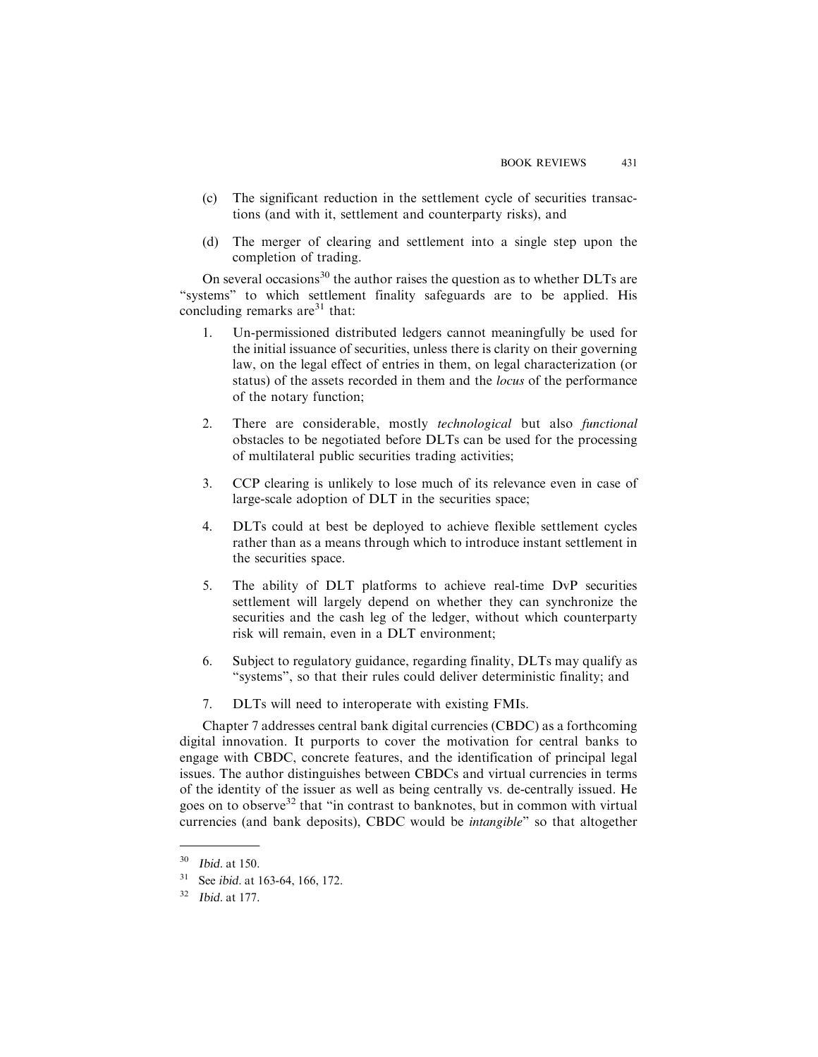(c) The significant reduction in the settlement cycle of securities transactions (and with it, settlement and counterparty risks), and

(d) The merger of clearing and settlement into a single step upon the completion of trading.

On several occasions[30] the author raises the question as to whether DLTs are "systems" to which settlement finality safeguards are to be applied. His concluding remarks are[31] that:

1. Un-permissioned distributed ledgers cannot meaningfully be used for the initial issuance of securities, unless there is clarity on their governing law, on the legal effect of entries in them, on legal characterization (or status) of the assets recorded in them and the *locus* of the performance of the notary function;

2. There are considerable, mostly *technological* but also *functional* obstacles to be negotiated before DLTs can be used for the processing of multilateral public securities trading activities;

3. CCP clearing is unlikely to lose much of its relevance even in case of large-scale adoption of DLT in the securities space;

4. DLTs could at best be deployed to achieve flexible settlement cycles rather than as a means through which to introduce instant settlement in the securities space.

5. The ability of DLT platforms to achieve real-time DvP securities settlement will largely depend on whether they can synchronize the securities and the cash leg of the ledger, without which counterparty risk will remain, even in a DLT environment;

6. Subject to regulatory guidance, regarding finality, DLTs may qualify as "systems", so that their rules could deliver deterministic finality; and

7. DLTs will need to interoperate with existing FMIs.

Chapter 7 addresses central bank digital currencies (CBDC) as a forthcoming digital innovation. It purports to cover the motivation for central banks to engage with CBDC, concrete features, and the identification of principal legal issues. The author distinguishes between CBDCs and virtual currencies in terms of the identity of the issuer as well as being centrally vs. de-centrally issued. He goes on to observe[32] that "in contrast to banknotes, but in common with virtual currencies (and bank deposits), CBDC would be *intangible*" so that altogether

---

[30] *Ibid.* at 150.

[31] See *ibid.* at 163-64, 166, 172.

[32] *Ibid.* at 177.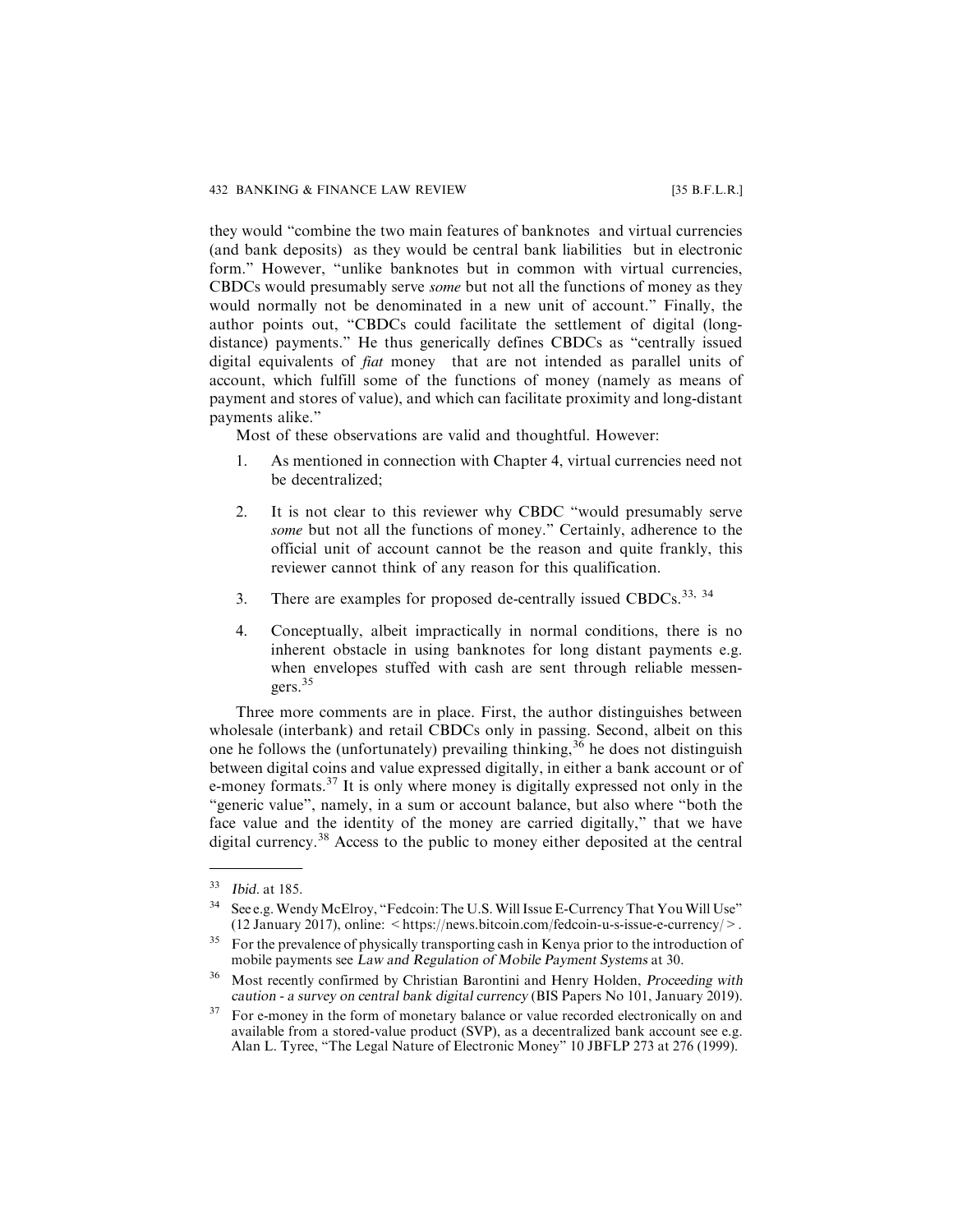they would "combine the two main features of banknotes and virtual currencies (and bank deposits) as they would be central bank liabilities but in electronic form." However, "unlike banknotes but in common with virtual currencies, CBDCs would presumably serve *some* but not all the functions of money as they would normally not be denominated in a new unit of account." Finally, the author points out, "CBDCs could facilitate the settlement of digital (long-distance) payments." He thus generically defines CBDCs as "centrally issued digital equivalents of *fiat* money that are not intended as parallel units of account, which fulfill some of the functions of money (namely as means of payment and stores of value), and which can facilitate proximity and long-distant payments alike."

Most of these observations are valid and thoughtful. However:

1. As mentioned in connection with Chapter 4, virtual currencies need not be decentralized;

2. It is not clear to this reviewer why CBDC "would presumably serve *some* but not all the functions of money." Certainly, adherence to the official unit of account cannot be the reason and quite frankly, this reviewer cannot think of any reason for this qualification.

3. There are examples for proposed de-centrally issued CBDCs.[33, 34]

4. Conceptually, albeit impractically in normal conditions, there is no inherent obstacle in using banknotes for long distant payments e.g. when envelopes stuffed with cash are sent through reliable messengers.[35]

Three more comments are in place. First, the author distinguishes between wholesale (interbank) and retail CBDCs only in passing. Second, albeit on this one he follows the (unfortunately) prevailing thinking,[36] he does not distinguish between digital coins and value expressed digitally, in either a bank account or of e-money formats.[37] It is only where money is digitally expressed not only in the "generic value", namely, in a sum or account balance, but also where "both the face value and the identity of the money are carried digitally," that we have digital currency.[38] Access to the public to money either deposited at the central

---

[33] *Ibid.* at 185.

[34] See e.g. Wendy McElroy, "Fedcoin: The U.S. Will Issue E-Currency That You Will Use" (12 January 2017), online: < https://news.bitcoin.com/fedcoin-u-s-issue-e-currency/ >.

[35] For the prevalence of physically transporting cash in Kenya prior to the introduction of mobile payments see *Law and Regulation of Mobile Payment Systems* at 30.

[36] Most recently confirmed by Christian Barontini and Henry Holden, *Proceeding with caution - a survey on central bank digital currency* (BIS Papers No 101, January 2019).

[37] For e-money in the form of monetary balance or value recorded electronically on and available from a stored-value product (SVP), as a decentralized bank account see e.g. Alan L. Tyree, "The Legal Nature of Electronic Money" 10 JBFLP 273 at 276 (1999).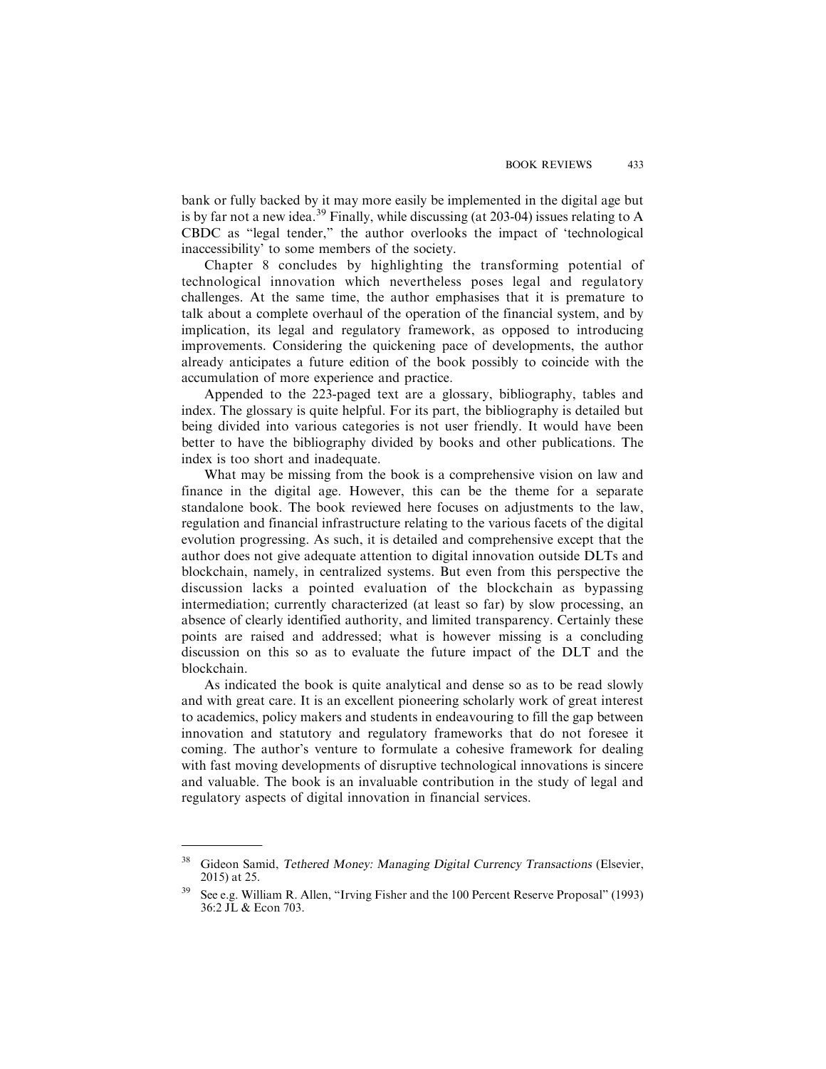bank or fully backed by it may more easily be implemented in the digital age but is by far not a new idea.[39] Finally, while discussing (at 203-04) issues relating to A CBDC as "legal tender," the author overlooks the impact of 'technological inaccessibility' to some members of the society.

Chapter 8 concludes by highlighting the transforming potential of technological innovation which nevertheless poses legal and regulatory challenges. At the same time, the author emphasises that it is premature to talk about a complete overhaul of the operation of the financial system, and by implication, its legal and regulatory framework, as opposed to introducing improvements. Considering the quickening pace of developments, the author already anticipates a future edition of the book possibly to coincide with the accumulation of more experience and practice.

Appended to the 223-paged text are a glossary, bibliography, tables and index. The glossary is quite helpful. For its part, the bibliography is detailed but being divided into various categories is not user friendly. It would have been better to have the bibliography divided by books and other publications. The index is too short and inadequate.

What may be missing from the book is a comprehensive vision on law and finance in the digital age. However, this can be the theme for a separate standalone book. The book reviewed here focuses on adjustments to the law, regulation and financial infrastructure relating to the various facets of the digital evolution progressing. As such, it is detailed and comprehensive except that the author does not give adequate attention to digital innovation outside DLTs and blockchain, namely, in centralized systems. But even from this perspective the discussion lacks a pointed evaluation of the blockchain as bypassing intermediation; currently characterized (at least so far) by slow processing, an absence of clearly identified authority, and limited transparency. Certainly these points are raised and addressed; what is however missing is a concluding discussion on this so as to evaluate the future impact of the DLT and the blockchain.

As indicated the book is quite analytical and dense so as to be read slowly and with great care. It is an excellent pioneering scholarly work of great interest to academics, policy makers and students in endeavouring to fill the gap between innovation and statutory and regulatory frameworks that do not foresee it coming. The author's venture to formulate a cohesive framework for dealing with fast moving developments of disruptive technological innovations is sincere and valuable. The book is an invaluable contribution in the study of legal and regulatory aspects of digital innovation in financial services.

---

[38] Gideon Samid, *Tethered Money: Managing Digital Currency Transactions* (Elsevier, 2015) at 25.

[39] See e.g. William R. Allen, "Irving Fisher and the 100 Percent Reserve Proposal" (1993) 36:2 JL & Econ 703.